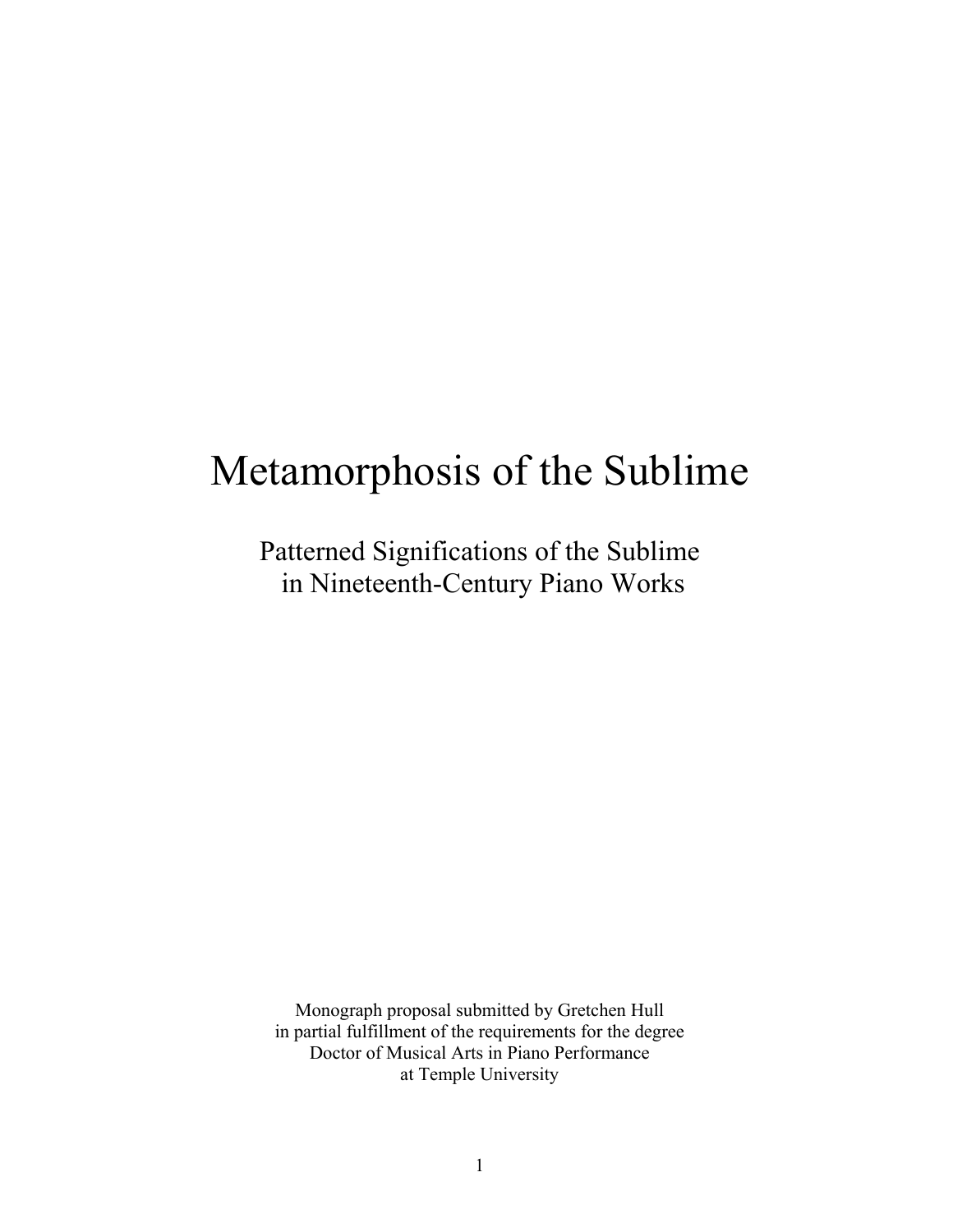# Metamorphosis of the Sublime

## Patterned Significations of the Sublime in Nineteenth-Century Piano Works

Monograph proposal submitted by Gretchen Hull
in partial fulfillment of the requirements for the degree
Doctor of Musical Arts in Piano Performance
at Temple University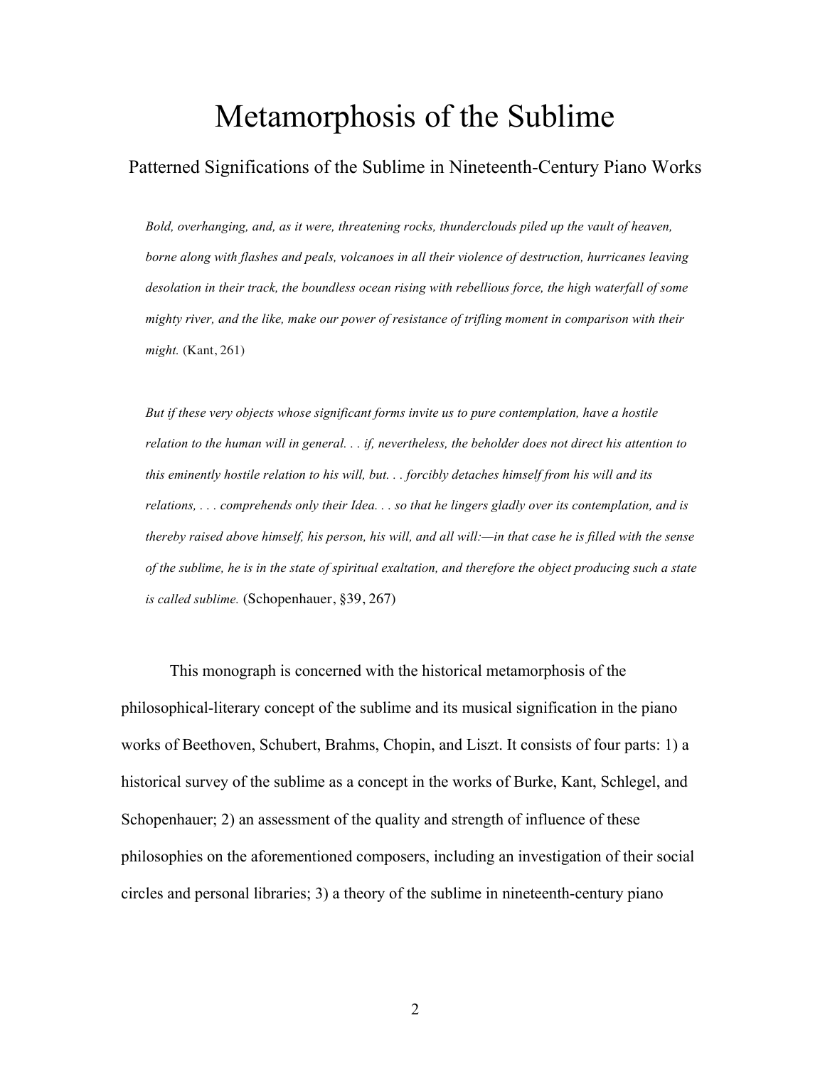# Metamorphosis of the Sublime

## Patterned Significations of the Sublime in Nineteenth-Century Piano Works

> *Bold, overhanging, and, as it were, threatening rocks, thunderclouds piled up the vault of heaven, borne along with flashes and peals, volcanoes in all their violence of destruction, hurricanes leaving desolation in their track, the boundless ocean rising with rebellious force, the high waterfall of some mighty river, and the like, make our power of resistance of trifling moment in comparison with their might.* (Kant, 261)

> *But if these very objects whose significant forms invite us to pure contemplation, have a hostile relation to the human will in general. . . if, nevertheless, the beholder does not direct his attention to this eminently hostile relation to his will, but. . . forcibly detaches himself from his will and its relations, . . . comprehends only their Idea. . . so that he lingers gladly over its contemplation, and is thereby raised above himself, his person, his will, and all will:—in that case he is filled with the sense of the sublime, he is in the state of spiritual exaltation, and therefore the object producing such a state is called sublime.* (Schopenhauer, §39, 267)

This monograph is concerned with the historical metamorphosis of the philosophical-literary concept of the sublime and its musical signification in the piano works of Beethoven, Schubert, Brahms, Chopin, and Liszt. It consists of four parts: 1) a historical survey of the sublime as a concept in the works of Burke, Kant, Schlegel, and Schopenhauer; 2) an assessment of the quality and strength of influence of these philosophies on the aforementioned composers, including an investigation of their social circles and personal libraries; 3) a theory of the sublime in nineteenth-century piano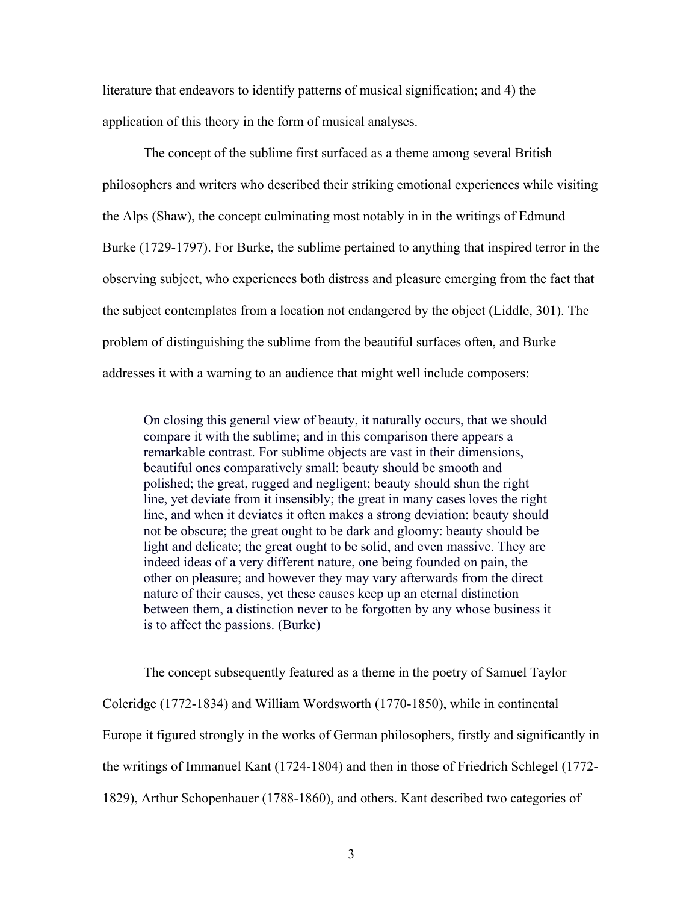literature that endeavors to identify patterns of musical signification; and 4) the application of this theory in the form of musical analyses.

The concept of the sublime first surfaced as a theme among several British philosophers and writers who described their striking emotional experiences while visiting the Alps (Shaw), the concept culminating most notably in in the writings of Edmund Burke (1729-1797). For Burke, the sublime pertained to anything that inspired terror in the observing subject, who experiences both distress and pleasure emerging from the fact that the subject contemplates from a location not endangered by the object (Liddle, 301). The problem of distinguishing the sublime from the beautiful surfaces often, and Burke addresses it with a warning to an audience that might well include composers:

> On closing this general view of beauty, it naturally occurs, that we should compare it with the sublime; and in this comparison there appears a remarkable contrast. For sublime objects are vast in their dimensions, beautiful ones comparatively small: beauty should be smooth and polished; the great, rugged and negligent; beauty should shun the right line, yet deviate from it insensibly; the great in many cases loves the right line, and when it deviates it often makes a strong deviation: beauty should not be obscure; the great ought to be dark and gloomy: beauty should be light and delicate; the great ought to be solid, and even massive. They are indeed ideas of a very different nature, one being founded on pain, the other on pleasure; and however they may vary afterwards from the direct nature of their causes, yet these causes keep up an eternal distinction between them, a distinction never to be forgotten by any whose business it is to affect the passions. (Burke)

The concept subsequently featured as a theme in the poetry of Samuel Taylor Coleridge (1772-1834) and William Wordsworth (1770-1850), while in continental Europe it figured strongly in the works of German philosophers, firstly and significantly in the writings of Immanuel Kant (1724-1804) and then in those of Friedrich Schlegel (1772-1829), Arthur Schopenhauer (1788-1860), and others. Kant described two categories of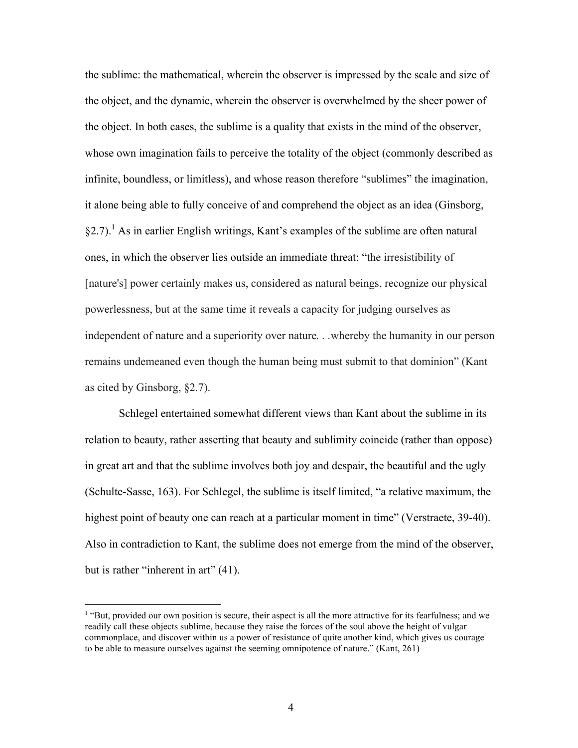the sublime: the mathematical, wherein the observer is impressed by the scale and size of the object, and the dynamic, wherein the observer is overwhelmed by the sheer power of the object. In both cases, the sublime is a quality that exists in the mind of the observer, whose own imagination fails to perceive the totality of the object (commonly described as infinite, boundless, or limitless), and whose reason therefore "sublimes" the imagination, it alone being able to fully conceive of and comprehend the object as an idea (Ginsborg, §2.7).[1] As in earlier English writings, Kant's examples of the sublime are often natural ones, in which the observer lies outside an immediate threat: "the irresistibility of [nature's] power certainly makes us, considered as natural beings, recognize our physical powerlessness, but at the same time it reveals a capacity for judging ourselves as independent of nature and a superiority over nature. . .whereby the humanity in our person remains undemeaned even though the human being must submit to that dominion" (Kant as cited by Ginsborg, §2.7).

Schlegel entertained somewhat different views than Kant about the sublime in its relation to beauty, rather asserting that beauty and sublimity coincide (rather than oppose) in great art and that the sublime involves both joy and despair, the beautiful and the ugly (Schulte-Sasse, 163). For Schlegel, the sublime is itself limited, "a relative maximum, the highest point of beauty one can reach at a particular moment in time" (Verstraete, 39-40). Also in contradiction to Kant, the sublime does not emerge from the mind of the observer, but is rather "inherent in art" (41).

---

[1] "But, provided our own position is secure, their aspect is all the more attractive for its fearfulness; and we readily call these objects sublime, because they raise the forces of the soul above the height of vulgar commonplace, and discover within us a power of resistance of quite another kind, which gives us courage to be able to measure ourselves against the seeming omnipotence of nature." (Kant, 261)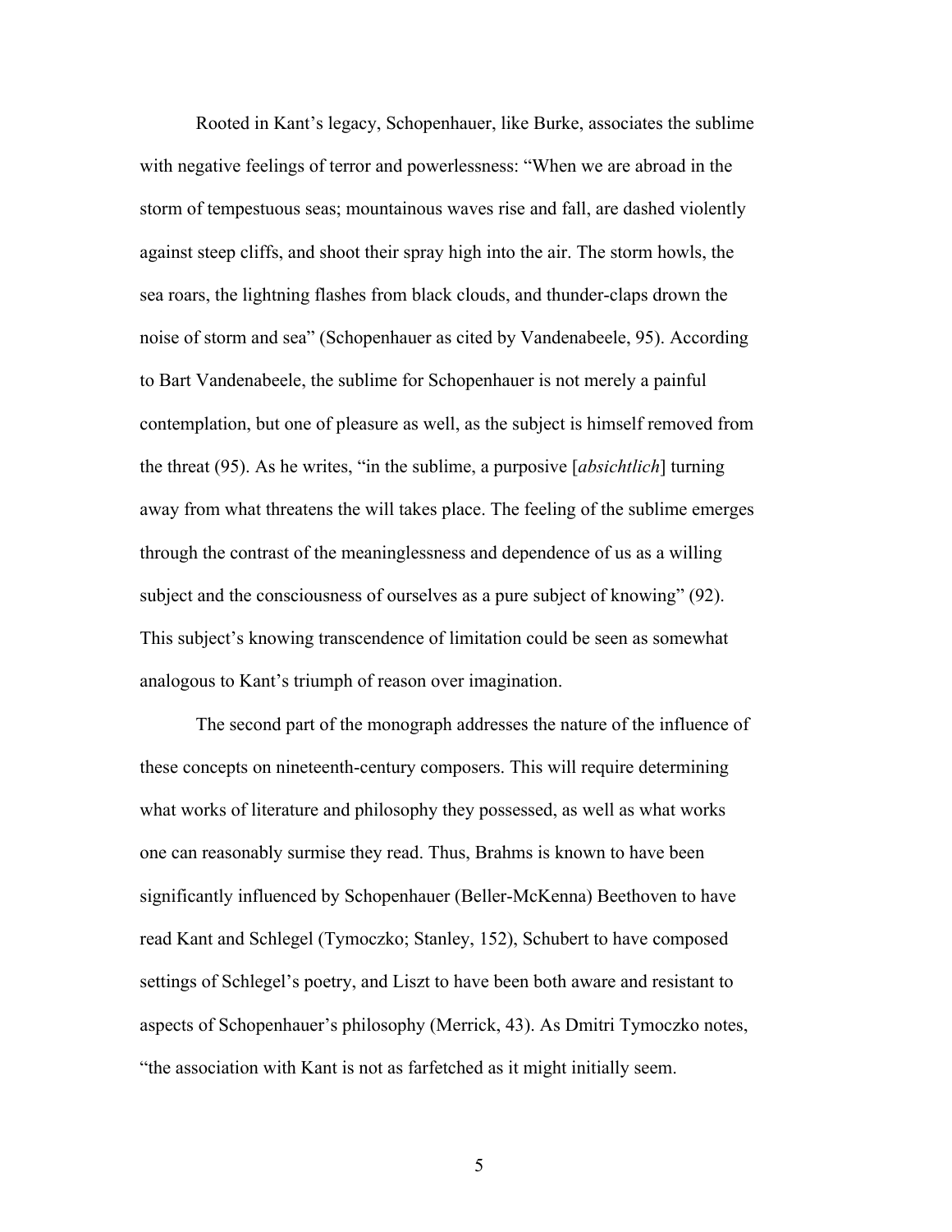Rooted in Kant's legacy, Schopenhauer, like Burke, associates the sublime with negative feelings of terror and powerlessness: "When we are abroad in the storm of tempestuous seas; mountainous waves rise and fall, are dashed violently against steep cliffs, and shoot their spray high into the air. The storm howls, the sea roars, the lightning flashes from black clouds, and thunder-claps drown the noise of storm and sea" (Schopenhauer as cited by Vandenabeele, 95). According to Bart Vandenabeele, the sublime for Schopenhauer is not merely a painful contemplation, but one of pleasure as well, as the subject is himself removed from the threat (95). As he writes, "in the sublime, a purposive [*absichtlich*] turning away from what threatens the will takes place. The feeling of the sublime emerges through the contrast of the meaninglessness and dependence of us as a willing subject and the consciousness of ourselves as a pure subject of knowing" (92). This subject's knowing transcendence of limitation could be seen as somewhat analogous to Kant's triumph of reason over imagination.

The second part of the monograph addresses the nature of the influence of these concepts on nineteenth-century composers. This will require determining what works of literature and philosophy they possessed, as well as what works one can reasonably surmise they read. Thus, Brahms is known to have been significantly influenced by Schopenhauer (Beller-McKenna) Beethoven to have read Kant and Schlegel (Tymoczko; Stanley, 152), Schubert to have composed settings of Schlegel's poetry, and Liszt to have been both aware and resistant to aspects of Schopenhauer's philosophy (Merrick, 43). As Dmitri Tymoczko notes, "the association with Kant is not as farfetched as it might initially seem.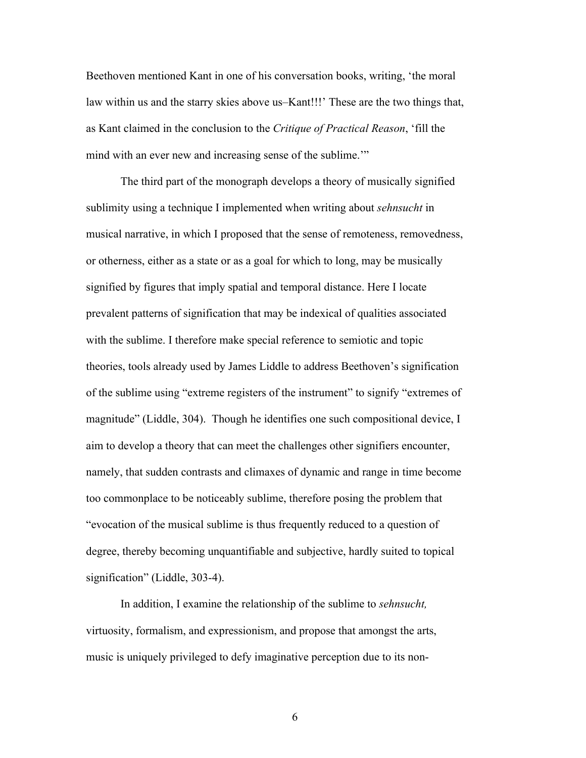Beethoven mentioned Kant in one of his conversation books, writing, 'the moral law within us and the starry skies above us–Kant!!!' These are the two things that, as Kant claimed in the conclusion to the *Critique of Practical Reason*, 'fill the mind with an ever new and increasing sense of the sublime.'"

The third part of the monograph develops a theory of musically signified sublimity using a technique I implemented when writing about *sehnsucht* in musical narrative, in which I proposed that the sense of remoteness, removedness, or otherness, either as a state or as a goal for which to long, may be musically signified by figures that imply spatial and temporal distance. Here I locate prevalent patterns of signification that may be indexical of qualities associated with the sublime. I therefore make special reference to semiotic and topic theories, tools already used by James Liddle to address Beethoven's signification of the sublime using "extreme registers of the instrument" to signify "extremes of magnitude" (Liddle, 304). Though he identifies one such compositional device, I aim to develop a theory that can meet the challenges other signifiers encounter, namely, that sudden contrasts and climaxes of dynamic and range in time become too commonplace to be noticeably sublime, therefore posing the problem that "evocation of the musical sublime is thus frequently reduced to a question of degree, thereby becoming unquantifiable and subjective, hardly suited to topical signification" (Liddle, 303-4).

In addition, I examine the relationship of the sublime to *sehnsucht,* virtuosity, formalism, and expressionism, and propose that amongst the arts, music is uniquely privileged to defy imaginative perception due to its non-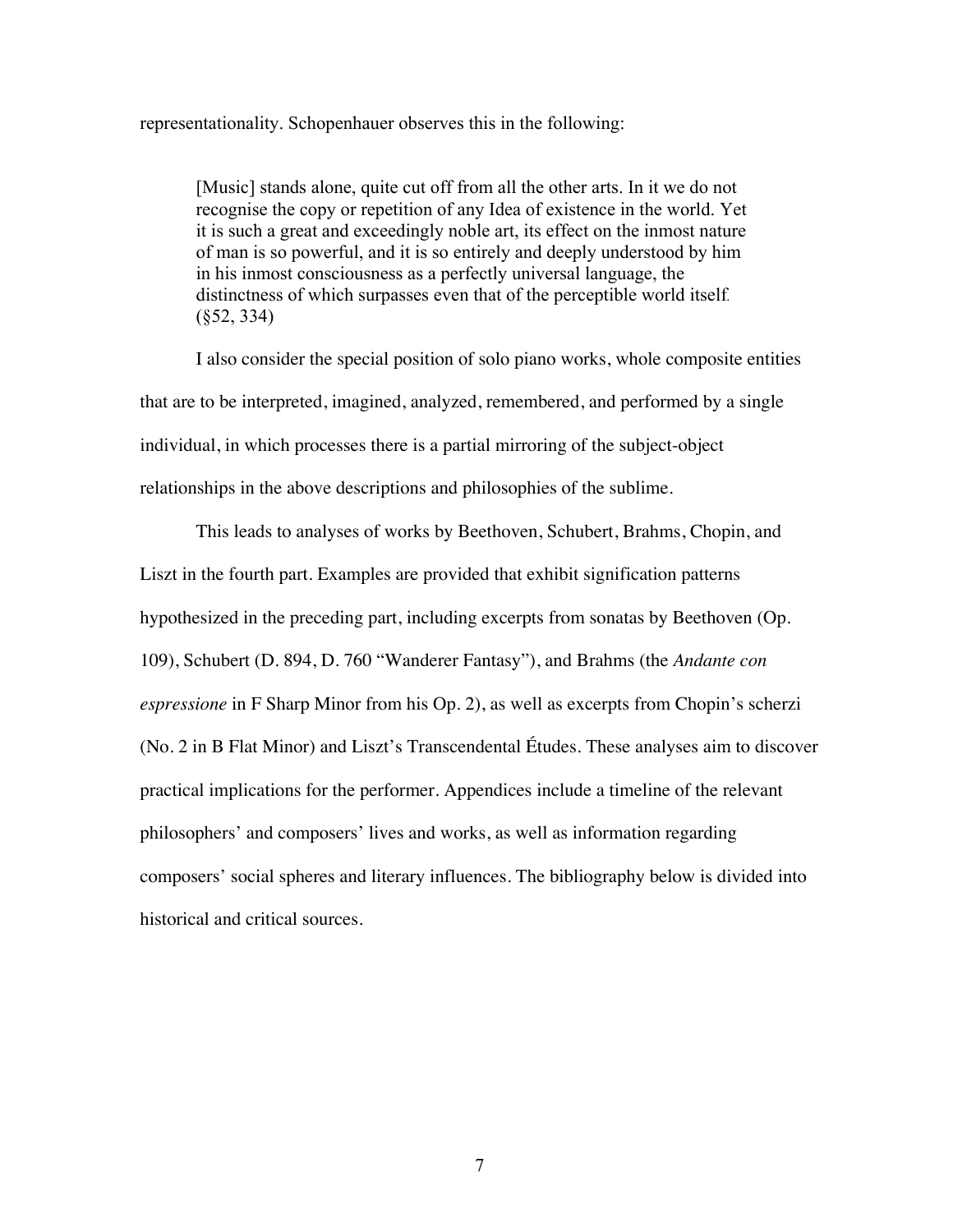representationality. Schopenhauer observes this in the following:

> [Music] stands alone, quite cut off from all the other arts. In it we do not recognise the copy or repetition of any Idea of existence in the world. Yet it is such a great and exceedingly noble art, its effect on the inmost nature of man is so powerful, and it is so entirely and deeply understood by him in his inmost consciousness as a perfectly universal language, the distinctness of which surpasses even that of the perceptible world itself. (§52, 334)

I also consider the special position of solo piano works, whole composite entities that are to be interpreted, imagined, analyzed, remembered, and performed by a single individual, in which processes there is a partial mirroring of the subject-object relationships in the above descriptions and philosophies of the sublime.

This leads to analyses of works by Beethoven, Schubert, Brahms, Chopin, and Liszt in the fourth part. Examples are provided that exhibit signification patterns hypothesized in the preceding part, including excerpts from sonatas by Beethoven (Op. 109), Schubert (D. 894, D. 760 "Wanderer Fantasy"), and Brahms (the *Andante con espressione* in F Sharp Minor from his Op. 2), as well as excerpts from Chopin's scherzi (No. 2 in B Flat Minor) and Liszt's Transcendental Études. These analyses aim to discover practical implications for the performer. Appendices include a timeline of the relevant philosophers' and composers' lives and works, as well as information regarding composers' social spheres and literary influences. The bibliography below is divided into historical and critical sources.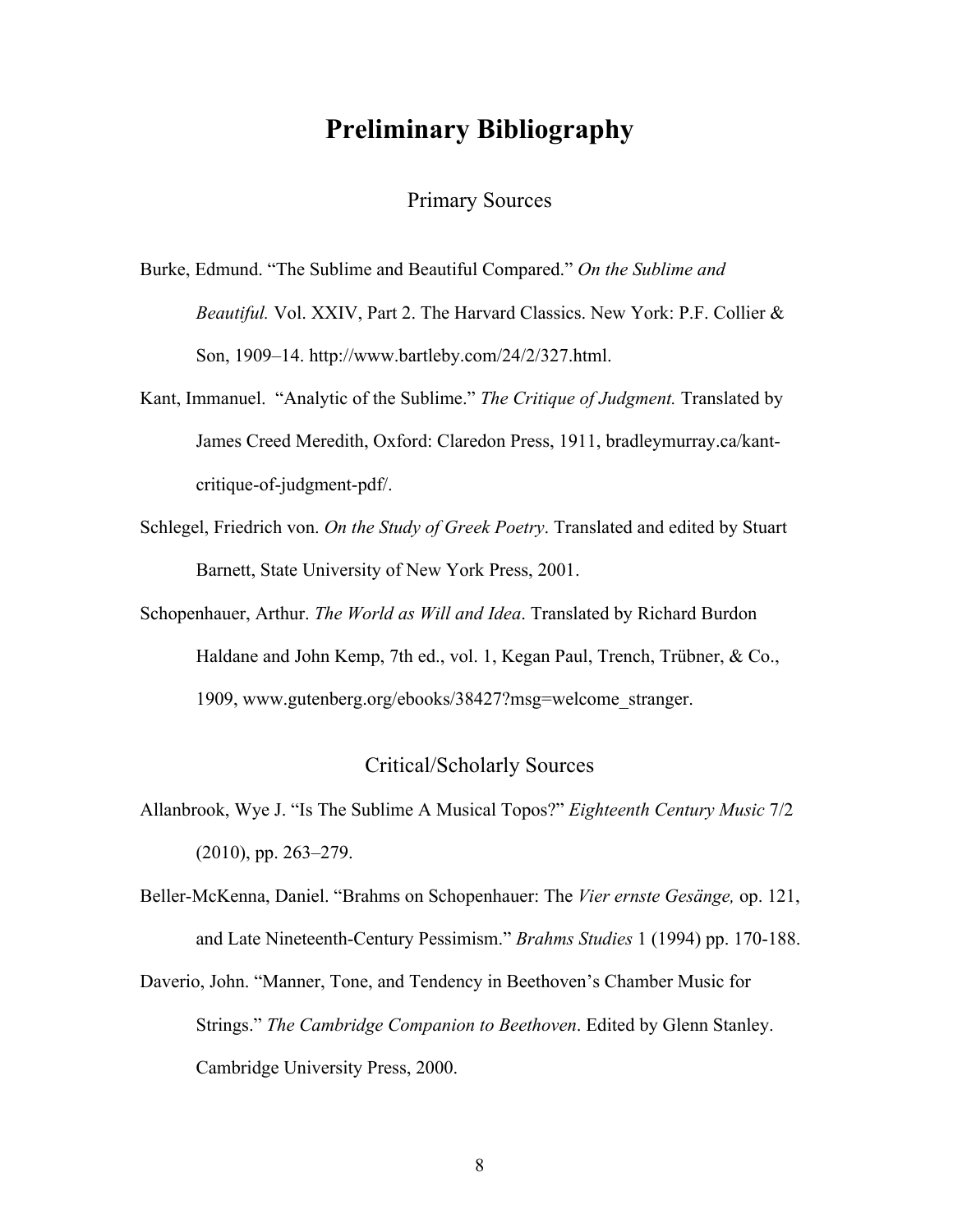# Preliminary Bibliography

## Primary Sources

Burke, Edmund. "The Sublime and Beautiful Compared." *On the Sublime and Beautiful.* Vol. XXIV, Part 2. The Harvard Classics. New York: P.F. Collier & Son, 1909–14. http://www.bartleby.com/24/2/327.html.

Kant, Immanuel. "Analytic of the Sublime." *The Critique of Judgment.* Translated by James Creed Meredith, Oxford: Claredon Press, 1911, bradleymurray.ca/kant-critique-of-judgment-pdf/.

Schlegel, Friedrich von. *On the Study of Greek Poetry*. Translated and edited by Stuart Barnett, State University of New York Press, 2001.

Schopenhauer, Arthur. *The World as Will and Idea*. Translated by Richard Burdon Haldane and John Kemp, 7th ed., vol. 1, Kegan Paul, Trench, Trübner, & Co., 1909, www.gutenberg.org/ebooks/38427?msg=welcome_stranger.

## Critical/Scholarly Sources

Allanbrook, Wye J. "Is The Sublime A Musical Topos?" *Eighteenth Century Music* 7/2 (2010), pp. 263–279.

Beller-McKenna, Daniel. "Brahms on Schopenhauer: The *Vier ernste Gesänge,* op. 121, and Late Nineteenth-Century Pessimism." *Brahms Studies* 1 (1994) pp. 170-188.

Daverio, John. "Manner, Tone, and Tendency in Beethoven's Chamber Music for Strings." *The Cambridge Companion to Beethoven*. Edited by Glenn Stanley. Cambridge University Press, 2000.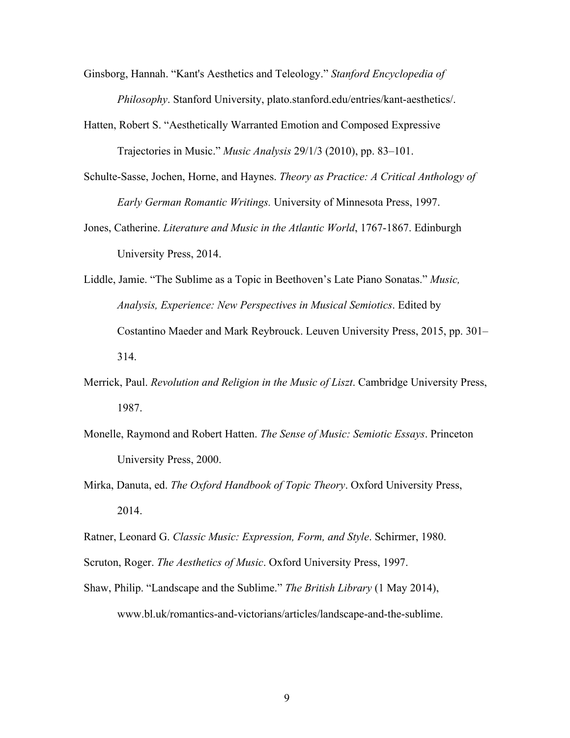Ginsborg, Hannah. "Kant's Aesthetics and Teleology." *Stanford Encyclopedia of Philosophy*. Stanford University, plato.stanford.edu/entries/kant-aesthetics/.

Hatten, Robert S. "Aesthetically Warranted Emotion and Composed Expressive Trajectories in Music." *Music Analysis* 29/1/3 (2010), pp. 83–101.

Schulte-Sasse, Jochen, Horne, and Haynes. *Theory as Practice: A Critical Anthology of Early German Romantic Writings.* University of Minnesota Press, 1997.

Jones, Catherine. *Literature and Music in the Atlantic World*, 1767-1867. Edinburgh University Press, 2014.

Liddle, Jamie. "The Sublime as a Topic in Beethoven's Late Piano Sonatas." *Music, Analysis, Experience: New Perspectives in Musical Semiotics*. Edited by Costantino Maeder and Mark Reybrouck. Leuven University Press, 2015, pp. 301–314.

Merrick, Paul. *Revolution and Religion in the Music of Liszt*. Cambridge University Press, 1987.

Monelle, Raymond and Robert Hatten. *The Sense of Music: Semiotic Essays*. Princeton University Press, 2000.

Mirka, Danuta, ed. *The Oxford Handbook of Topic Theory*. Oxford University Press, 2014.

Ratner, Leonard G. *Classic Music: Expression, Form, and Style*. Schirmer, 1980.

Scruton, Roger. *The Aesthetics of Music*. Oxford University Press, 1997.

Shaw, Philip. "Landscape and the Sublime." *The British Library* (1 May 2014), www.bl.uk/romantics-and-victorians/articles/landscape-and-the-sublime.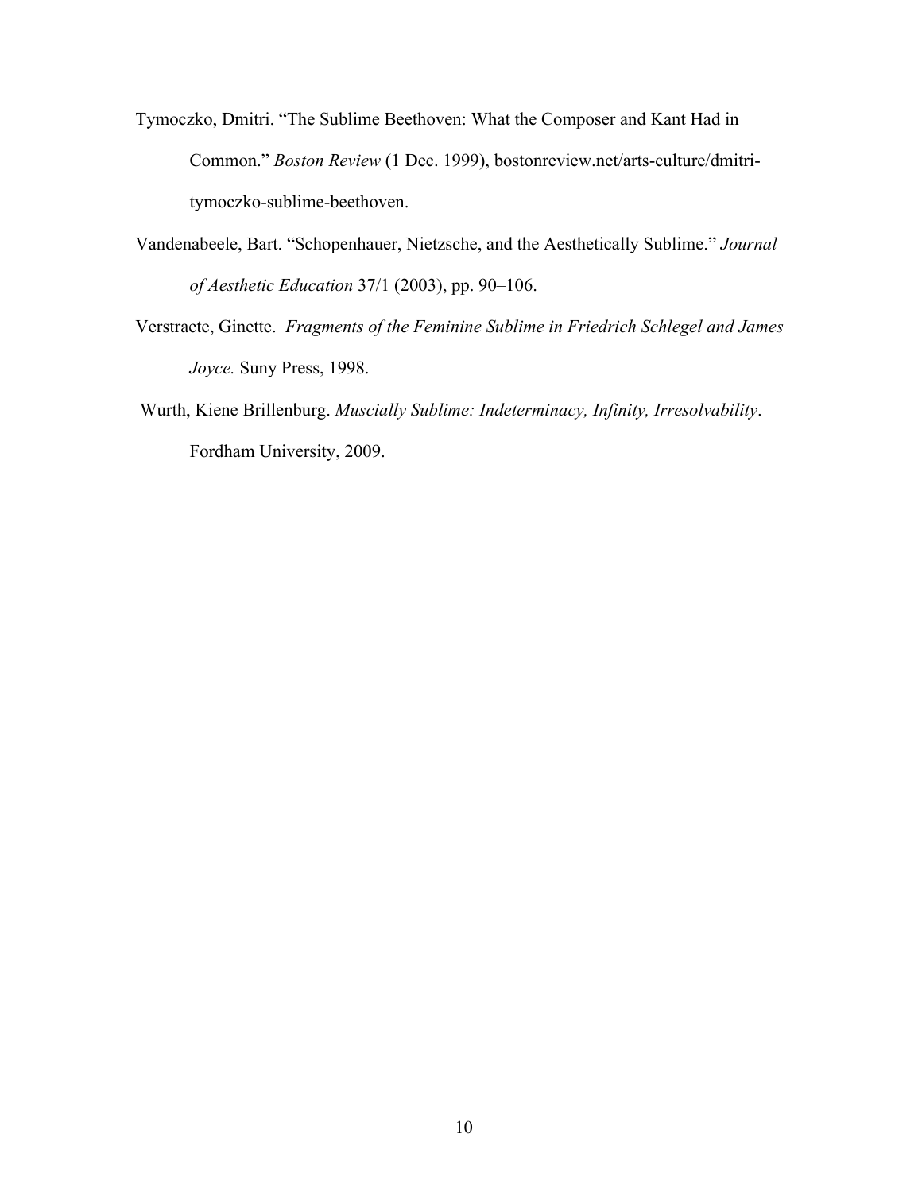Tymoczko, Dmitri. "The Sublime Beethoven: What the Composer and Kant Had in Common." *Boston Review* (1 Dec. 1999), bostonreview.net/arts-culture/dmitri-tymoczko-sublime-beethoven.

Vandenabeele, Bart. "Schopenhauer, Nietzsche, and the Aesthetically Sublime." *Journal of Aesthetic Education* 37/1 (2003), pp. 90–106.

Verstraete, Ginette. *Fragments of the Feminine Sublime in Friedrich Schlegel and James Joyce.* Suny Press, 1998.

Wurth, Kiene Brillenburg. *Muscially Sublime: Indeterminacy, Infinity, Irresolvability*. Fordham University, 2009.